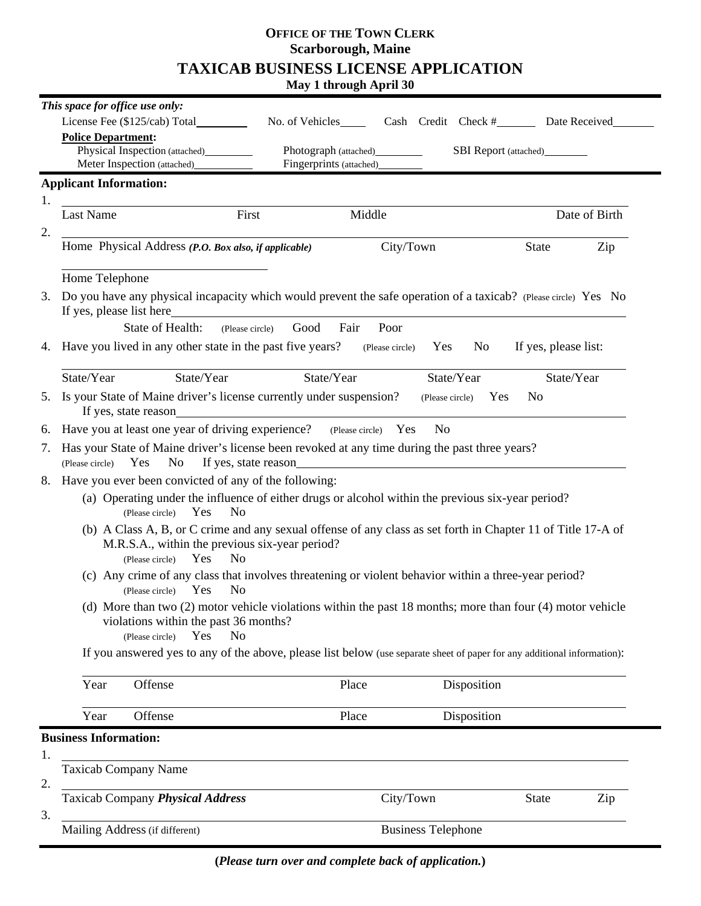**OFFICE OF THE TOWN CLERK**
**Scarborough, Maine**

# TAXICAB BUSINESS LICENSE APPLICATION

**May 1 through April 30**

***This space for office use only:***

License Fee ($125/cab) Total________ No. of Vehicles_____ Cash Credit Check #_______ Date Received_______

**Police Department:**

Physical Inspection (attached)________ Photograph (attached)________ SBI Report (attached)________

Meter Inspection (attached)________ Fingerprints (attached)________

**Applicant Information:**

1. ________________________________________________
   Last Name First Middle Date of Birth

2. ________________________________________________
   Home Physical Address ***(P.O. Box also, if applicable)*** City/Town State Zip

   ________________________
   Home Telephone

3. Do you have any physical incapacity which would prevent the safe operation of a taxicab? (Please circle) Yes No
   If yes, please list here________________________________________________

   State of Health: (Please circle) Good Fair Poor

4. Have you lived in any other state in the past five years? (Please circle) Yes No If yes, please list:

   ________________________________________________
   State/Year State/Year State/Year State/Year State/Year

5. Is your State of Maine driver's license currently under suspension? (Please circle) Yes No
   If yes, state reason________________________________________________

6. Have you at least one year of driving experience? (Please circle) Yes No

7. Has your State of Maine driver's license been revoked at any time during the past three years?
   (Please circle) Yes No If yes, state reason________________________________________________

8. Have you ever been convicted of any of the following:

   (a) Operating under the influence of either drugs or alcohol within the previous six-year period?
   (Please circle) Yes No

   (b) A Class A, B, or C crime and any sexual offense of any class as set forth in Chapter 11 of Title 17-A of M.R.S.A., within the previous six-year period?
   (Please circle) Yes No

   (c) Any crime of any class that involves threatening or violent behavior within a three-year period?
   (Please circle) Yes No

   (d) More than two (2) motor vehicle violations within the past 18 months; more than four (4) motor vehicle violations within the past 36 months?
   (Please circle) Yes No

   If you answered yes to any of the above, please list below (use separate sheet of paper for any additional information):

   ________________________________________________
   Year Offense Place Disposition

   ________________________________________________
   Year Offense Place Disposition

**Business Information:**

1. ________________________________________________
   Taxicab Company Name

2. ________________________________________________
   Taxicab Company ***Physical Address*** City/Town State Zip

3. ________________________________________________
   Mailing Address (if different) Business Telephone

**(*Please turn over and complete back of application.*)**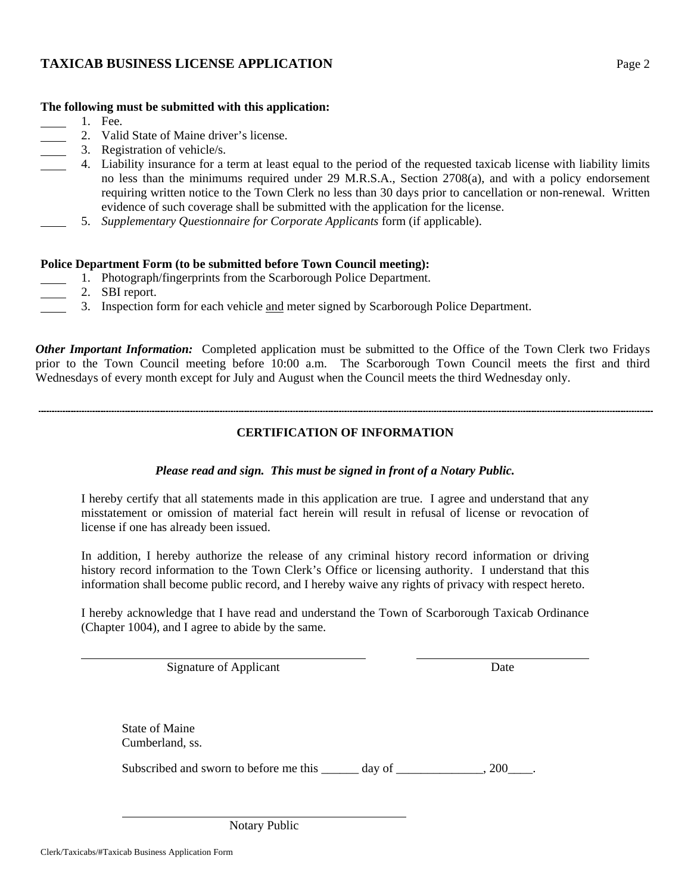# TAXICAB BUSINESS LICENSE APPLICATION

**The following must be submitted with this application:**

____ 1. Fee.
____ 2. Valid State of Maine driver's license.
____ 3. Registration of vehicle/s.
____ 4. Liability insurance for a term at least equal to the period of the requested taxicab license with liability limits no less than the minimums required under 29 M.R.S.A., Section 2708(a), and with a policy endorsement requiring written notice to the Town Clerk no less than 30 days prior to cancellation or non-renewal. Written evidence of such coverage shall be submitted with the application for the license.
____ 5. *Supplementary Questionnaire for Corporate Applicants* form (if applicable).

**Police Department Form (to be submitted before Town Council meeting):**

____ 1. Photograph/fingerprints from the Scarborough Police Department.
____ 2. SBI report.
____ 3. Inspection form for each vehicle <u>and</u> meter signed by Scarborough Police Department.

***Other Important Information:*** Completed application must be submitted to the Office of the Town Clerk two Fridays prior to the Town Council meeting before 10:00 a.m. The Scarborough Town Council meets the first and third Wednesdays of every month except for July and August when the Council meets the third Wednesday only.

---

## CERTIFICATION OF INFORMATION

***Please read and sign. This must be signed in front of a Notary Public.***

I hereby certify that all statements made in this application are true. I agree and understand that any misstatement or omission of material fact herein will result in refusal of license or revocation of license if one has already been issued.

In addition, I hereby authorize the release of any criminal history record information or driving history record information to the Town Clerk's Office or licensing authority. I understand that this information shall become public record, and I hereby waive any rights of privacy with respect hereto.

I hereby acknowledge that I have read and understand the Town of Scarborough Taxicab Ordinance (Chapter 1004), and I agree to abide by the same.

______________________________________ Signature of Applicant

______________________ Date

State of Maine
Cumberland, ss.

Subscribed and sworn to before me this ______ day of ______________, 200____.

______________________________________ Notary Public

Clerk/Taxicabs/#Taxicab Business Application Form